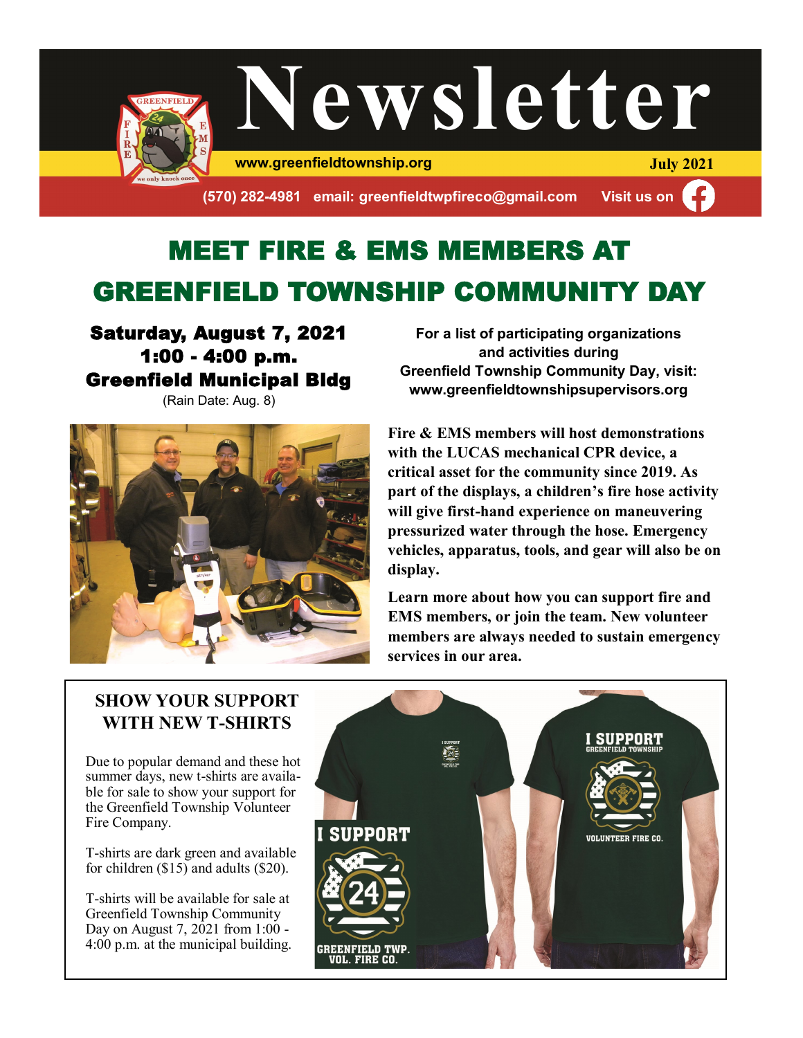# Newsletter

www.greenfieldtownship.org

July 2021

(570) 282-4981 email: greenfieldtwpfireco@gmail.com Visit us on

## MEET FIRE & EMS MEMBERS AT GREENFIELD TOWNSHIP COMMUNITY DAY

**Saturday, August 7, 2021**
**1:00 - 4:00 p.m.**
**Greenfield Municipal Bldg**
(Rain Date: Aug. 8)

**For a list of participating organizations and activities during Greenfield Township Community Day, visit: www.greenfieldtownshipsupervisors.org**

**Fire & EMS members will host demonstrations with the LUCAS mechanical CPR device, a critical asset for the community since 2019. As part of the displays, a children's fire hose activity will give first-hand experience on maneuvering pressurized water through the hose. Emergency vehicles, apparatus, tools, and gear will also be on display.**

**Learn more about how you can support fire and EMS members, or join the team. New volunteer members are always needed to sustain emergency services in our area.**

### SHOW YOUR SUPPORT WITH NEW T-SHIRTS

Due to popular demand and these hot summer days, new t-shirts are available for sale to show your support for the Greenfield Township Volunteer Fire Company.

T-shirts are dark green and available for children ($15) and adults ($20).

T-shirts will be available for sale at Greenfield Township Community Day on August 7, 2021 from 1:00 - 4:00 p.m. at the municipal building.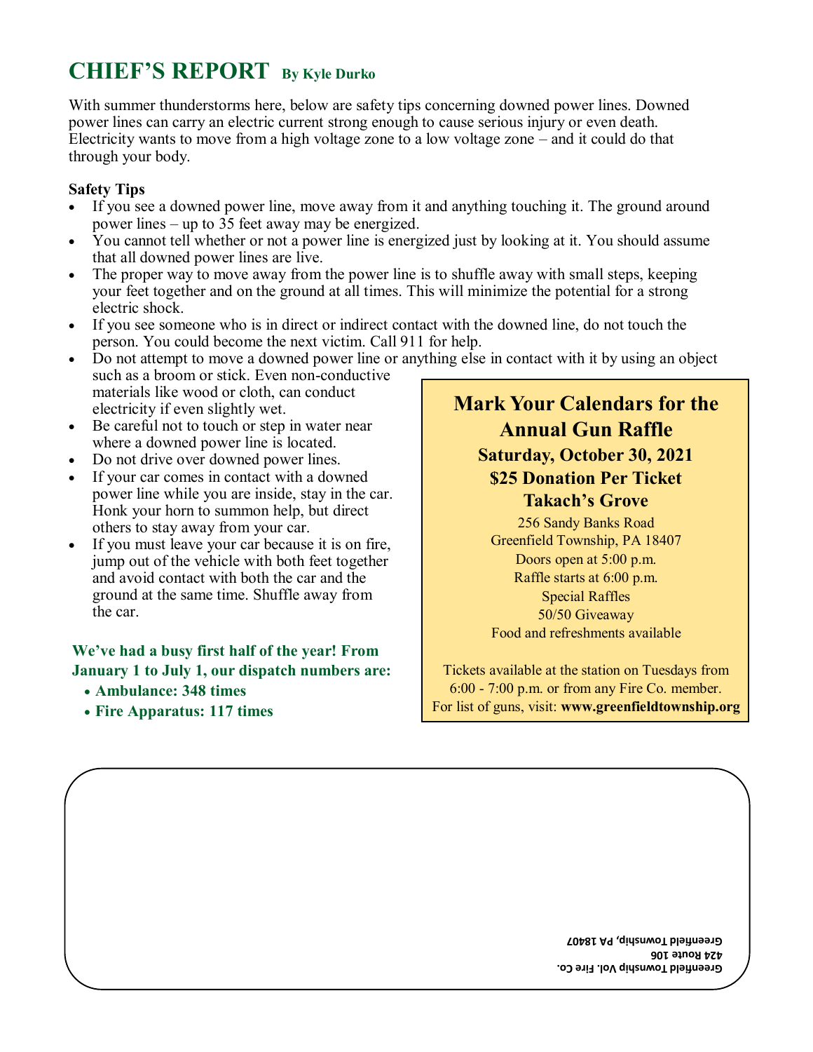# CHIEF'S REPORT By Kyle Durko

With summer thunderstorms here, below are safety tips concerning downed power lines. Downed power lines can carry an electric current strong enough to cause serious injury or even death. Electricity wants to move from a high voltage zone to a low voltage zone – and it could do that through your body.

**Safety Tips**

- If you see a downed power line, move away from it and anything touching it. The ground around power lines – up to 35 feet away may be energized.
- You cannot tell whether or not a power line is energized just by looking at it. You should assume that all downed power lines are live.
- The proper way to move away from the power line is to shuffle away with small steps, keeping your feet together and on the ground at all times. This will minimize the potential for a strong electric shock.
- If you see someone who is in direct or indirect contact with the downed line, do not touch the person. You could become the next victim. Call 911 for help.
- Do not attempt to move a downed power line or anything else in contact with it by using an object such as a broom or stick. Even non-conductive materials like wood or cloth, can conduct electricity if even slightly wet.
- Be careful not to touch or step in water near where a downed power line is located.
- Do not drive over downed power lines.
- If your car comes in contact with a downed power line while you are inside, stay in the car. Honk your horn to summon help, but direct others to stay away from your car.
- If you must leave your car because it is on fire, jump out of the vehicle with both feet together and avoid contact with both the car and the ground at the same time. Shuffle away from the car.

**We've had a busy first half of the year! From January 1 to July 1, our dispatch numbers are:**

- **Ambulance: 348 times**
- **Fire Apparatus: 117 times**

## Mark Your Calendars for the Annual Gun Raffle

**Saturday, October 30, 2021**

**$25 Donation Per Ticket**

**Takach's Grove**

256 Sandy Banks Road
Greenfield Township, PA 18407
Doors open at 5:00 p.m.
Raffle starts at 6:00 p.m.
Special Raffles
50/50 Giveaway
Food and refreshments available

Tickets available at the station on Tuesdays from 6:00 - 7:00 p.m. or from any Fire Co. member.
For list of guns, visit: **www.greenfieldtownship.org**

**Greenfield Township Vol. Fire Co.**
**424 Route 106**
**Greenfield Township, PA 18407**